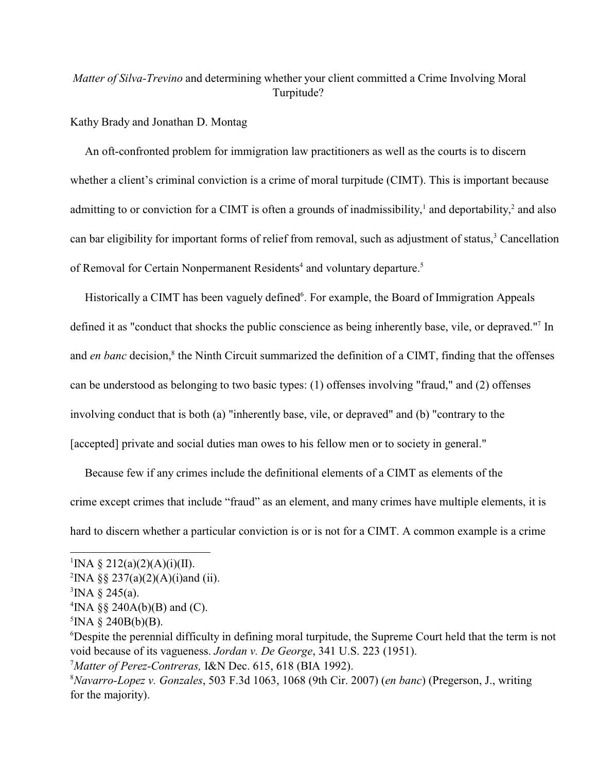*Matter of Silva-Trevino* and determining whether your client committed a Crime Involving Moral Turpitude?

Kathy Brady and Jonathan D. Montag

An oft-confronted problem for immigration law practitioners as well as the courts is to discern whether a client's criminal conviction is a crime of moral turpitude (CIMT). This is important because admitting to or conviction for a CIMT is often a grounds of inadmissibility,[1] and deportability,[2] and also can bar eligibility for important forms of relief from removal, such as adjustment of status,[3] Cancellation of Removal for Certain Nonpermanent Residents[4] and voluntary departure.[5]

Historically a CIMT has been vaguely defined[6]. For example, the Board of Immigration Appeals defined it as "conduct that shocks the public conscience as being inherently base, vile, or depraved."[7] In and *en banc* decision,[8] the Ninth Circuit summarized the definition of a CIMT, finding that the offenses can be understood as belonging to two basic types: (1) offenses involving "fraud," and (2) offenses involving conduct that is both (a) "inherently base, vile, or depraved" and (b) "contrary to the [accepted] private and social duties man owes to his fellow men or to society in general."

Because few if any crimes include the definitional elements of a CIMT as elements of the crime except crimes that include "fraud" as an element, and many crimes have multiple elements, it is hard to discern whether a particular conviction is or is not for a CIMT. A common example is a crime

---

[1]INA § 212(a)(2)(A)(i)(II).

[2]INA §§ 237(a)(2)(A)(i)and (ii).

[3]INA § 245(a).

[4]INA §§ 240A(b)(B) and (C).

[5]INA § 240B(b)(B).

[6]Despite the perennial difficulty in defining moral turpitude, the Supreme Court held that the term is not void because of its vagueness. *Jordan v. De George*, 341 U.S. 223 (1951).

[7]*Matter of Perez-Contreras,* I&N Dec. 615, 618 (BIA 1992).

[8]*Navarro-Lopez v. Gonzales*, 503 F.3d 1063, 1068 (9th Cir. 2007) (*en banc*) (Pregerson, J., writing for the majority).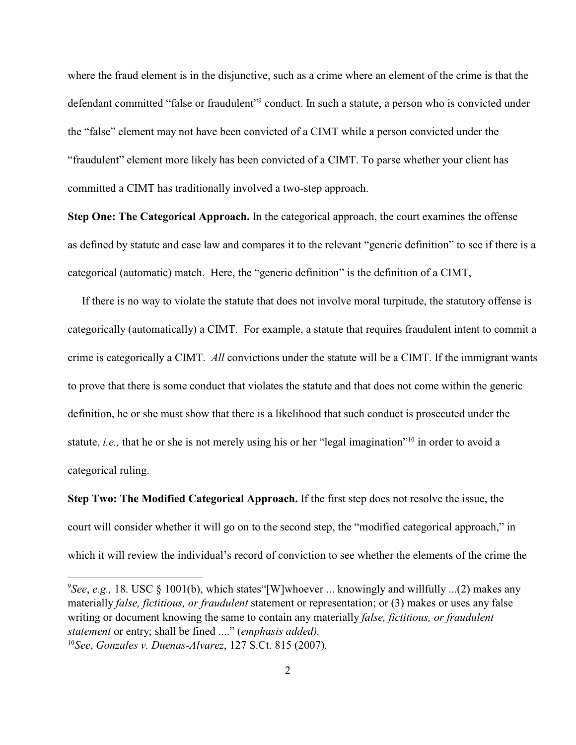where the fraud element is in the disjunctive, such as a crime where an element of the crime is that the defendant committed "false or fraudulent"[9] conduct. In such a statute, a person who is convicted under the "false" element may not have been convicted of a CIMT while a person convicted under the "fraudulent" element more likely has been convicted of a CIMT. To parse whether your client has committed a CIMT has traditionally involved a two-step approach.

**Step One: The Categorical Approach.** In the categorical approach, the court examines the offense as defined by statute and case law and compares it to the relevant "generic definition" to see if there is a categorical (automatic) match. Here, the "generic definition" is the definition of a CIMT,

If there is no way to violate the statute that does not involve moral turpitude, the statutory offense is categorically (automatically) a CIMT. For example, a statute that requires fraudulent intent to commit a crime is categorically a CIMT. *All* convictions under the statute will be a CIMT. If the immigrant wants to prove that there is some conduct that violates the statute and that does not come within the generic definition, he or she must show that there is a likelihood that such conduct is prosecuted under the statute, *i.e.,* that he or she is not merely using his or her "legal imagination"[10] in order to avoid a categorical ruling.

**Step Two: The Modified Categorical Approach.** If the first step does not resolve the issue, the court will consider whether it will go on to the second step, the "modified categorical approach," in which it will review the individual's record of conviction to see whether the elements of the crime the

---

[9] *See*, *e.g.,* 18. USC § 1001(b), which states"[W]whoever ... knowingly and willfully ...(2) makes any materially *false, fictitious, or fraudulent* statement or representation; or (3) makes or uses any false writing or document knowing the same to contain any materially *false, fictitious, or fraudulent statement* or entry; shall be fined ...." (*emphasis added).*

[10] *See*, *Gonzales v. Duenas-Alvarez*, 127 S.Ct. 815 (2007)*.*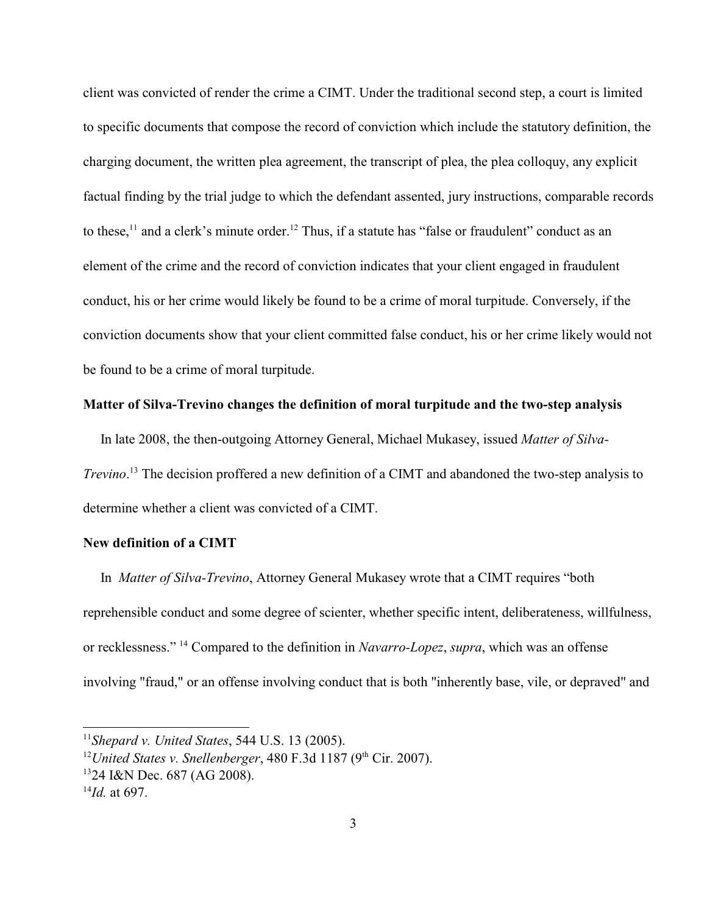client was convicted of render the crime a CIMT. Under the traditional second step, a court is limited to specific documents that compose the record of conviction which include the statutory definition, the charging document, the written plea agreement, the transcript of plea, the plea colloquy, any explicit factual finding by the trial judge to which the defendant assented, jury instructions, comparable records to these,[11] and a clerk's minute order.[12] Thus, if a statute has "false or fraudulent" conduct as an element of the crime and the record of conviction indicates that your client engaged in fraudulent conduct, his or her crime would likely be found to be a crime of moral turpitude. Conversely, if the conviction documents show that your client committed false conduct, his or her crime likely would not be found to be a crime of moral turpitude.

**Matter of Silva-Trevino changes the definition of moral turpitude and the two-step analysis**

In late 2008, the then-outgoing Attorney General, Michael Mukasey, issued *Matter of Silva-Trevino*.[13] The decision proffered a new definition of a CIMT and abandoned the two-step analysis to determine whether a client was convicted of a CIMT.

**New definition of a CIMT**

In *Matter of Silva-Trevino*, Attorney General Mukasey wrote that a CIMT requires "both reprehensible conduct and some degree of scienter, whether specific intent, deliberateness, willfulness, or recklessness." [14] Compared to the definition in *Navarro-Lopez*, *supra*, which was an offense involving "fraud," or an offense involving conduct that is both "inherently base, vile, or depraved" and

---

[11] *Shepard v. United States*, 544 U.S. 13 (2005).

[12] *United States v. Snellenberger*, 480 F.3d 1187 (9th Cir. 2007).

[13] 24 I&N Dec. 687 (AG 2008).

[14] *Id.* at 697.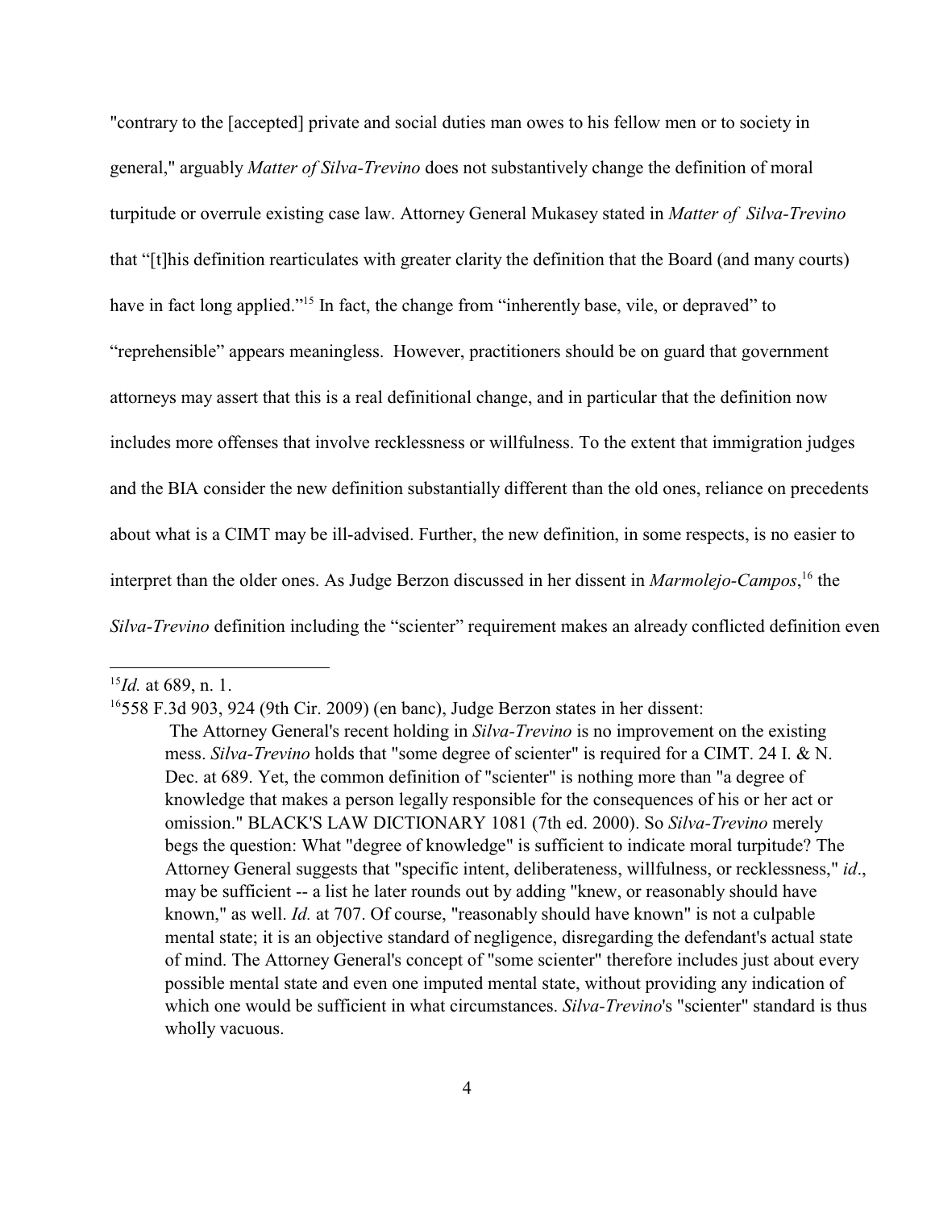"contrary to the [accepted] private and social duties man owes to his fellow men or to society in general," arguably *Matter of Silva-Trevino* does not substantively change the definition of moral turpitude or overrule existing case law. Attorney General Mukasey stated in *Matter of Silva-Trevino* that "[t]his definition rearticulates with greater clarity the definition that the Board (and many courts) have in fact long applied."[15] In fact, the change from "inherently base, vile, or depraved" to "reprehensible" appears meaningless. However, practitioners should be on guard that government attorneys may assert that this is a real definitional change, and in particular that the definition now includes more offenses that involve recklessness or willfulness. To the extent that immigration judges and the BIA consider the new definition substantially different than the old ones, reliance on precedents about what is a CIMT may be ill-advised. Further, the new definition, in some respects, is no easier to interpret than the older ones. As Judge Berzon discussed in her dissent in *Marmolejo-Campos*,[16] the *Silva-Trevino* definition including the "scienter" requirement makes an already conflicted definition even

---

[15] *Id.* at 689, n. 1.

[16] 558 F.3d 903, 924 (9th Cir. 2009) (en banc), Judge Berzon states in her dissent:

> The Attorney General's recent holding in *Silva-Trevino* is no improvement on the existing mess. *Silva-Trevino* holds that "some degree of scienter" is required for a CIMT. 24 I. & N. Dec. at 689. Yet, the common definition of "scienter" is nothing more than "a degree of knowledge that makes a person legally responsible for the consequences of his or her act or omission." BLACK'S LAW DICTIONARY 1081 (7th ed. 2000). So *Silva-Trevino* merely begs the question: What "degree of knowledge" is sufficient to indicate moral turpitude? The Attorney General suggests that "specific intent, deliberateness, willfulness, or recklessness," *id*., may be sufficient -- a list he later rounds out by adding "knew, or reasonably should have known," as well. *Id.* at 707. Of course, "reasonably should have known" is not a culpable mental state; it is an objective standard of negligence, disregarding the defendant's actual state of mind. The Attorney General's concept of "some scienter" therefore includes just about every possible mental state and even one imputed mental state, without providing any indication of which one would be sufficient in what circumstances. *Silva-Trevino*'s "scienter" standard is thus wholly vacuous.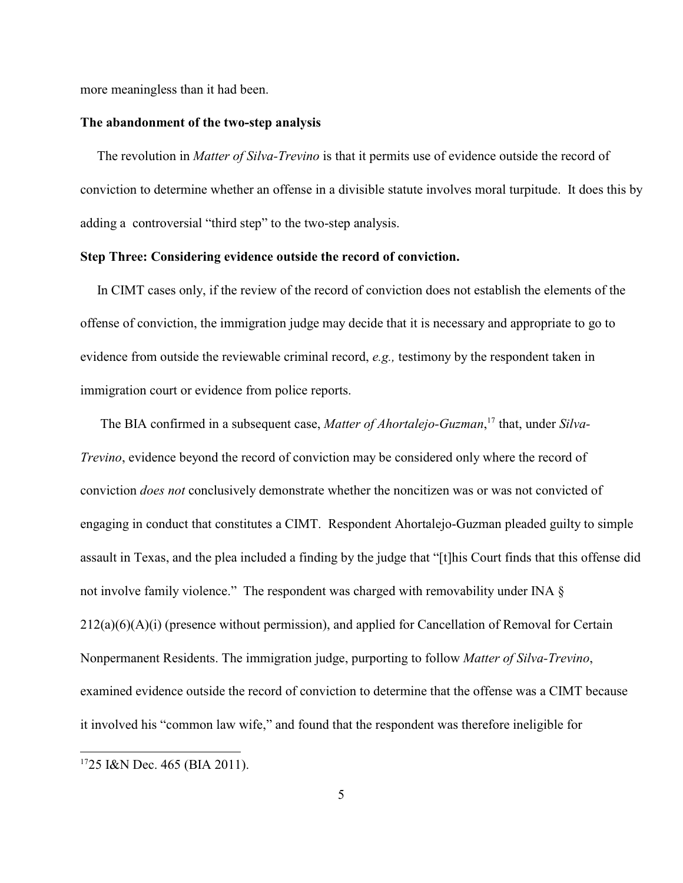more meaningless than it had been.

**The abandonment of the two-step analysis**

The revolution in *Matter of Silva-Trevino* is that it permits use of evidence outside the record of conviction to determine whether an offense in a divisible statute involves moral turpitude. It does this by adding a controversial "third step" to the two-step analysis.

**Step Three: Considering evidence outside the record of conviction.**

In CIMT cases only, if the review of the record of conviction does not establish the elements of the offense of conviction, the immigration judge may decide that it is necessary and appropriate to go to evidence from outside the reviewable criminal record, *e.g.,* testimony by the respondent taken in immigration court or evidence from police reports.

The BIA confirmed in a subsequent case, *Matter of Ahortalejo-Guzman*,[17] that, under *Silva-Trevino*, evidence beyond the record of conviction may be considered only where the record of conviction *does not* conclusively demonstrate whether the noncitizen was or was not convicted of engaging in conduct that constitutes a CIMT. Respondent Ahortalejo-Guzman pleaded guilty to simple assault in Texas, and the plea included a finding by the judge that "[t]his Court finds that this offense did not involve family violence." The respondent was charged with removability under INA § 212(a)(6)(A)(i) (presence without permission), and applied for Cancellation of Removal for Certain Nonpermanent Residents. The immigration judge, purporting to follow *Matter of Silva-Trevino*, examined evidence outside the record of conviction to determine that the offense was a CIMT because it involved his "common law wife," and found that the respondent was therefore ineligible for

[17] 25 I&N Dec. 465 (BIA 2011).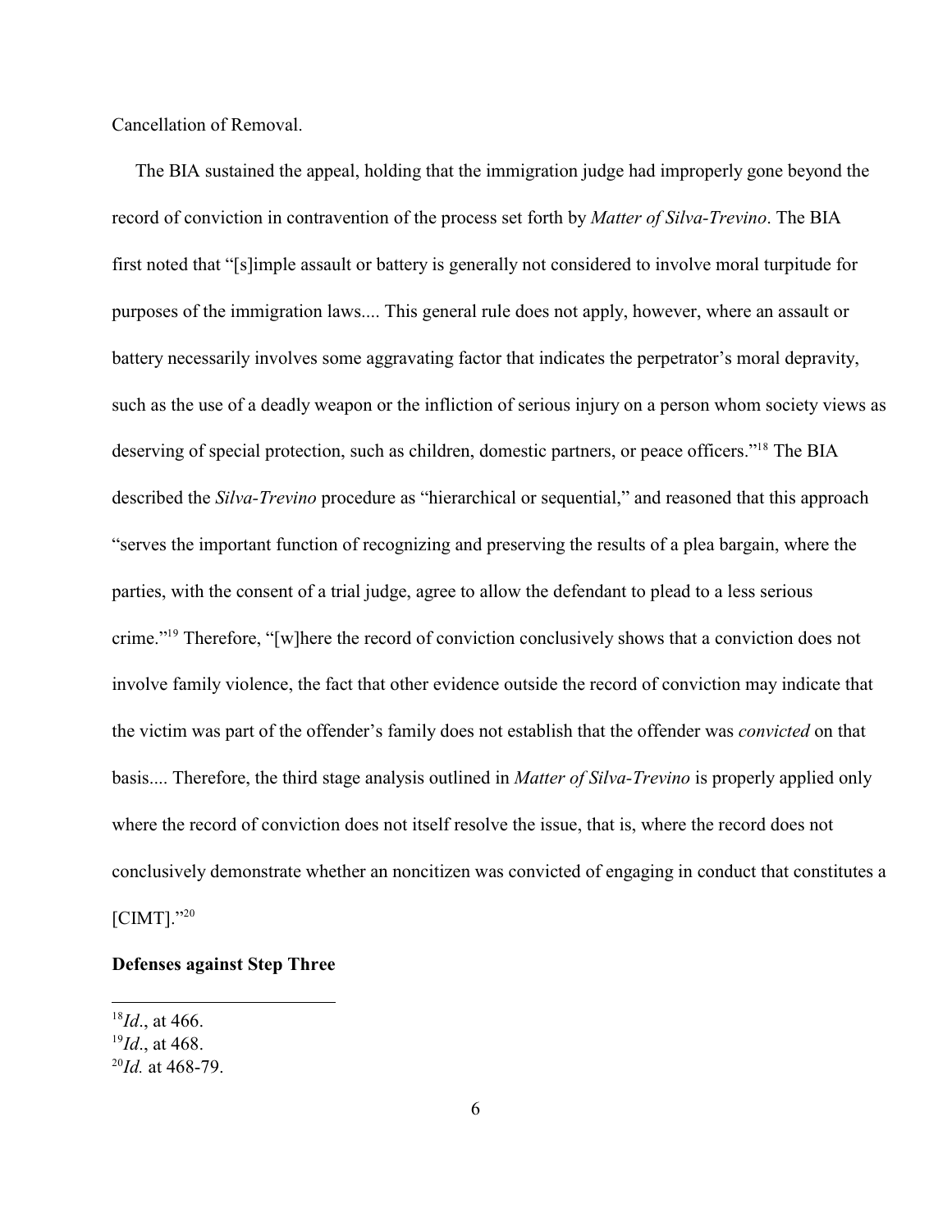Cancellation of Removal.

The BIA sustained the appeal, holding that the immigration judge had improperly gone beyond the record of conviction in contravention of the process set forth by *Matter of Silva-Trevino*. The BIA first noted that "[s]imple assault or battery is generally not considered to involve moral turpitude for purposes of the immigration laws.... This general rule does not apply, however, where an assault or battery necessarily involves some aggravating factor that indicates the perpetrator's moral depravity, such as the use of a deadly weapon or the infliction of serious injury on a person whom society views as deserving of special protection, such as children, domestic partners, or peace officers."[18] The BIA described the *Silva-Trevino* procedure as "hierarchical or sequential," and reasoned that this approach "serves the important function of recognizing and preserving the results of a plea bargain, where the parties, with the consent of a trial judge, agree to allow the defendant to plead to a less serious crime."[19] Therefore, "[w]here the record of conviction conclusively shows that a conviction does not involve family violence, the fact that other evidence outside the record of conviction may indicate that the victim was part of the offender's family does not establish that the offender was *convicted* on that basis.... Therefore, the third stage analysis outlined in *Matter of Silva-Trevino* is properly applied only where the record of conviction does not itself resolve the issue, that is, where the record does not conclusively demonstrate whether an noncitizen was convicted of engaging in conduct that constitutes a [CIMT]."[20]

**Defenses against Step Three**

[18] *Id*., at 466.
[19] *Id*., at 468.
[20] *Id.* at 468-79.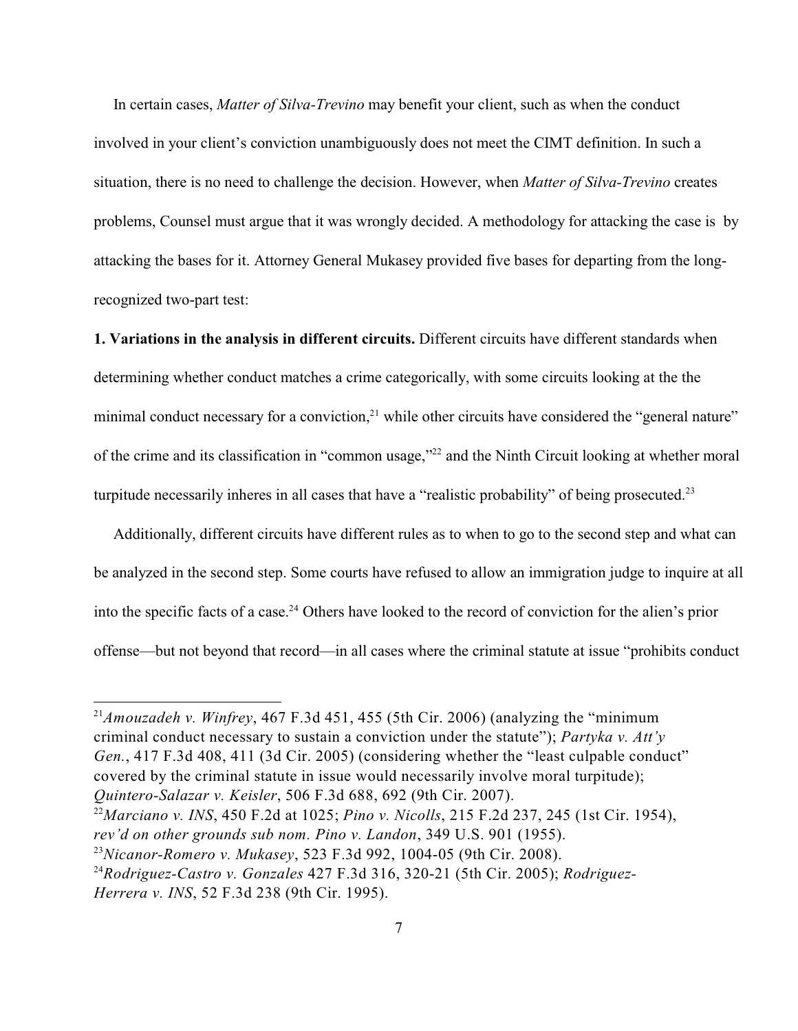In certain cases, *Matter of Silva-Trevino* may benefit your client, such as when the conduct involved in your client's conviction unambiguously does not meet the CIMT definition. In such a situation, there is no need to challenge the decision. However, when *Matter of Silva-Trevino* creates problems, Counsel must argue that it was wrongly decided. A methodology for attacking the case is by attacking the bases for it. Attorney General Mukasey provided five bases for departing from the long-recognized two-part test:

**1. Variations in the analysis in different circuits.** Different circuits have different standards when determining whether conduct matches a crime categorically, with some circuits looking at the the minimal conduct necessary for a conviction,[21] while other circuits have considered the "general nature" of the crime and its classification in "common usage,"[22] and the Ninth Circuit looking at whether moral turpitude necessarily inheres in all cases that have a "realistic probability" of being prosecuted.[23]

Additionally, different circuits have different rules as to when to go to the second step and what can be analyzed in the second step. Some courts have refused to allow an immigration judge to inquire at all into the specific facts of a case.[24] Others have looked to the record of conviction for the alien's prior offense—but not beyond that record—in all cases where the criminal statute at issue "prohibits conduct

---

[21] *Amouzadeh v. Winfrey*, 467 F.3d 451, 455 (5th Cir. 2006) (analyzing the "minimum criminal conduct necessary to sustain a conviction under the statute"); *Partyka v. Att'y Gen.*, 417 F.3d 408, 411 (3d Cir. 2005) (considering whether the "least culpable conduct" covered by the criminal statute in issue would necessarily involve moral turpitude); *Quintero-Salazar v. Keisler*, 506 F.3d 688, 692 (9th Cir. 2007).

[22] *Marciano v. INS*, 450 F.2d at 1025; *Pino v. Nicolls*, 215 F.2d 237, 245 (1st Cir. 1954), *rev'd on other grounds sub nom. Pino v. Landon*, 349 U.S. 901 (1955).

[23] *Nicanor-Romero v. Mukasey*, 523 F.3d 992, 1004-05 (9th Cir. 2008).

[24] *Rodriguez-Castro v. Gonzales* 427 F.3d 316, 320-21 (5th Cir. 2005); *Rodriguez-Herrera v. INS*, 52 F.3d 238 (9th Cir. 1995).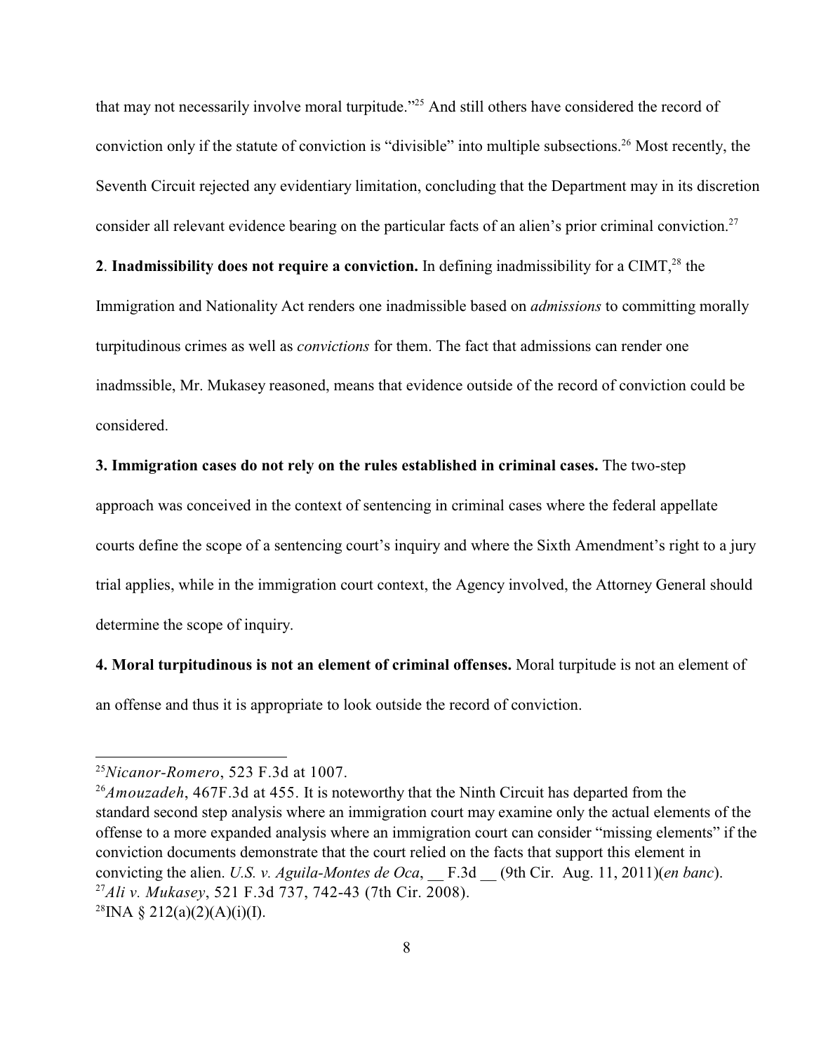that may not necessarily involve moral turpitude."[25] And still others have considered the record of conviction only if the statute of conviction is "divisible" into multiple subsections.[26] Most recently, the Seventh Circuit rejected any evidentiary limitation, concluding that the Department may in its discretion consider all relevant evidence bearing on the particular facts of an alien's prior criminal conviction.[27]

**2**. **Inadmissibility does not require a conviction.** In defining inadmissibility for a CIMT,[28] the Immigration and Nationality Act renders one inadmissible based on *admissions* to committing morally turpitudinous crimes as well as *convictions* for them. The fact that admissions can render one inadmssible, Mr. Mukasey reasoned, means that evidence outside of the record of conviction could be considered.

**3. Immigration cases do not rely on the rules established in criminal cases.** The two-step approach was conceived in the context of sentencing in criminal cases where the federal appellate courts define the scope of a sentencing court's inquiry and where the Sixth Amendment's right to a jury trial applies, while in the immigration court context, the Agency involved, the Attorney General should determine the scope of inquiry.

**4. Moral turpitudinous is not an element of criminal offenses.** Moral turpitude is not an element of an offense and thus it is appropriate to look outside the record of conviction.

---

[25] *Nicanor-Romero*, 523 F.3d at 1007.

[26] *Amouzadeh*, 467F.3d at 455. It is noteworthy that the Ninth Circuit has departed from the standard second step analysis where an immigration court may examine only the actual elements of the offense to a more expanded analysis where an immigration court can consider "missing elements" if the conviction documents demonstrate that the court relied on the facts that support this element in convicting the alien. *U.S. v. Aguila-Montes de Oca*, __ F.3d __ (9th Cir. Aug. 11, 2011)(*en banc*).

[27] *Ali v. Mukasey*, 521 F.3d 737, 742-43 (7th Cir. 2008).

[28] INA § 212(a)(2)(A)(i)(I).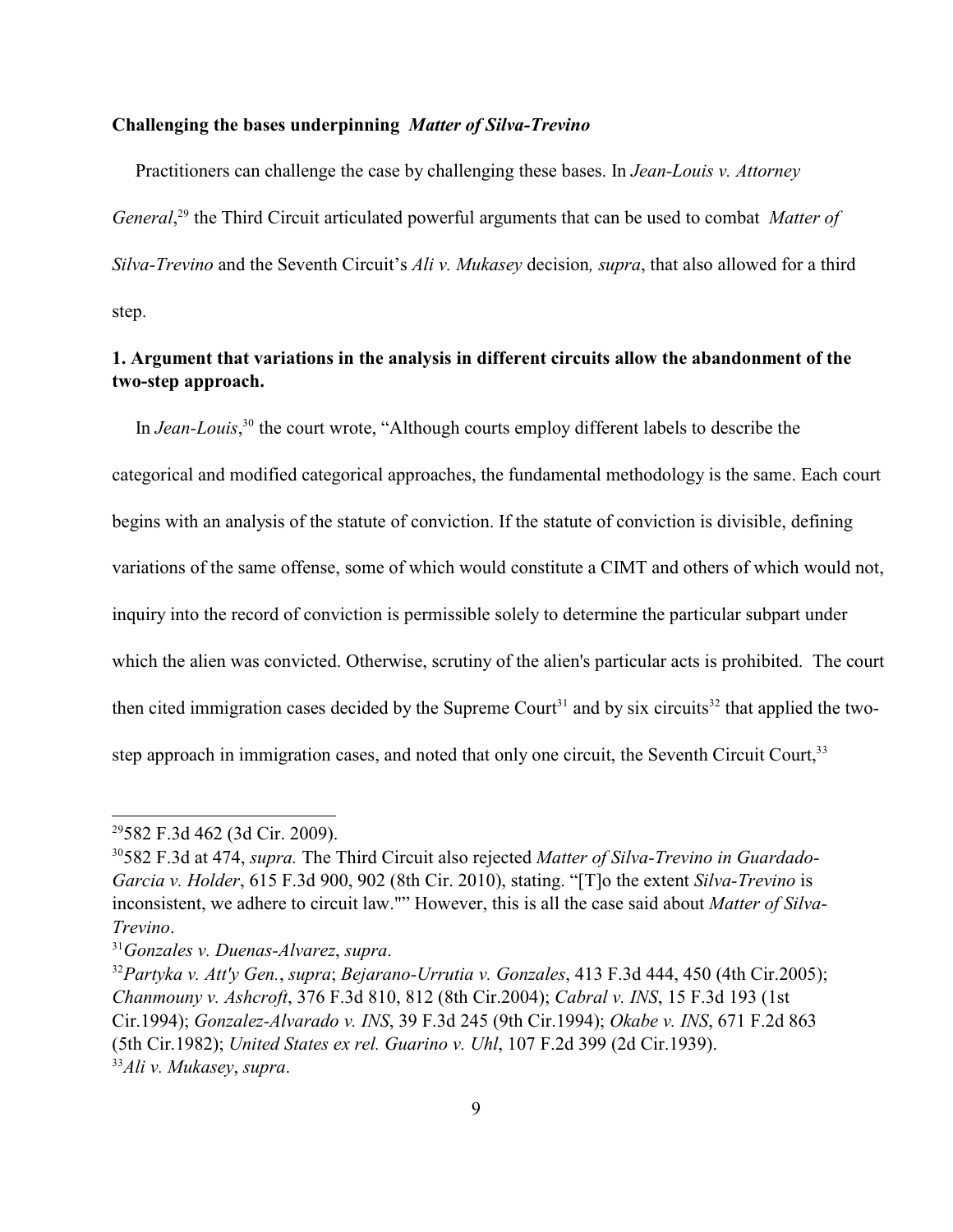**Challenging the bases underpinning** ***Matter of Silva-Trevino***

Practitioners can challenge the case by challenging these bases. In *Jean-Louis v. Attorney General*,[29] the Third Circuit articulated powerful arguments that can be used to combat *Matter of Silva-Trevino* and the Seventh Circuit's *Ali v. Mukasey* decision*, supra*, that also allowed for a third step.

**1. Argument that variations in the analysis in different circuits allow the abandonment of the two-step approach.**

In *Jean-Louis*,[30] the court wrote, "Although courts employ different labels to describe the categorical and modified categorical approaches, the fundamental methodology is the same. Each court begins with an analysis of the statute of conviction. If the statute of conviction is divisible, defining variations of the same offense, some of which would constitute a CIMT and others of which would not, inquiry into the record of conviction is permissible solely to determine the particular subpart under which the alien was convicted. Otherwise, scrutiny of the alien's particular acts is prohibited. The court then cited immigration cases decided by the Supreme Court[31] and by six circuits[32] that applied the two-step approach in immigration cases, and noted that only one circuit, the Seventh Circuit Court,[33]

---

[29]582 F.3d 462 (3d Cir. 2009).

[30]582 F.3d at 474, *supra.* The Third Circuit also rejected *Matter of Silva-Trevino in Guardado-Garcia v. Holder*, 615 F.3d 900, 902 (8th Cir. 2010), stating. "[T]o the extent *Silva-Trevino* is inconsistent, we adhere to circuit law."" However, this is all the case said about *Matter of Silva-Trevino*.

[31]*Gonzales v. Duenas-Alvarez*, *supra*.

[32]*Partyka v. Att'y Gen.*, *supra*; *Bejarano-Urrutia v. Gonzales*, 413 F.3d 444, 450 (4th Cir.2005); *Chanmouny v. Ashcroft*, 376 F.3d 810, 812 (8th Cir.2004); *Cabral v. INS*, 15 F.3d 193 (1st Cir.1994); *Gonzalez-Alvarado v. INS*, 39 F.3d 245 (9th Cir.1994); *Okabe v. INS*, 671 F.2d 863 (5th Cir.1982); *United States ex rel. Guarino v. Uhl*, 107 F.2d 399 (2d Cir.1939).

[33]*Ali v. Mukasey*, *supra*.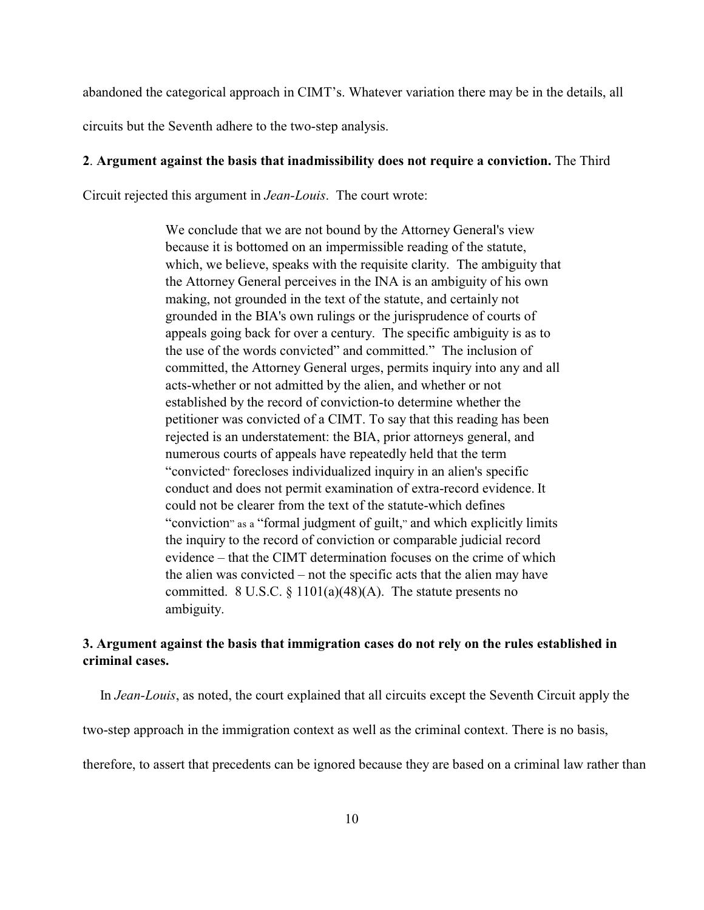abandoned the categorical approach in CIMT's. Whatever variation there may be in the details, all circuits but the Seventh adhere to the two-step analysis.

**2**. **Argument against the basis that inadmissibility does not require a conviction.** The Third Circuit rejected this argument in *Jean-Louis*. The court wrote:

> We conclude that we are not bound by the Attorney General's view because it is bottomed on an impermissible reading of the statute, which, we believe, speaks with the requisite clarity. The ambiguity that the Attorney General perceives in the INA is an ambiguity of his own making, not grounded in the text of the statute, and certainly not grounded in the BIA's own rulings or the jurisprudence of courts of appeals going back for over a century. The specific ambiguity is as to the use of the words convicted" and committed." The inclusion of committed, the Attorney General urges, permits inquiry into any and all acts-whether or not admitted by the alien, and whether or not established by the record of conviction-to determine whether the petitioner was convicted of a CIMT. To say that this reading has been rejected is an understatement: the BIA, prior attorneys general, and numerous courts of appeals have repeatedly held that the term "convicted" forecloses individualized inquiry in an alien's specific conduct and does not permit examination of extra-record evidence. It could not be clearer from the text of the statute-which defines "conviction" as a "formal judgment of guilt," and which explicitly limits the inquiry to the record of conviction or comparable judicial record evidence – that the CIMT determination focuses on the crime of which the alien was convicted – not the specific acts that the alien may have committed. 8 U.S.C. § 1101(a)(48)(A). The statute presents no ambiguity.

**3. Argument against the basis that immigration cases do not rely on the rules established in criminal cases.**

In *Jean-Louis*, as noted, the court explained that all circuits except the Seventh Circuit apply the two-step approach in the immigration context as well as the criminal context. There is no basis, therefore, to assert that precedents can be ignored because they are based on a criminal law rather than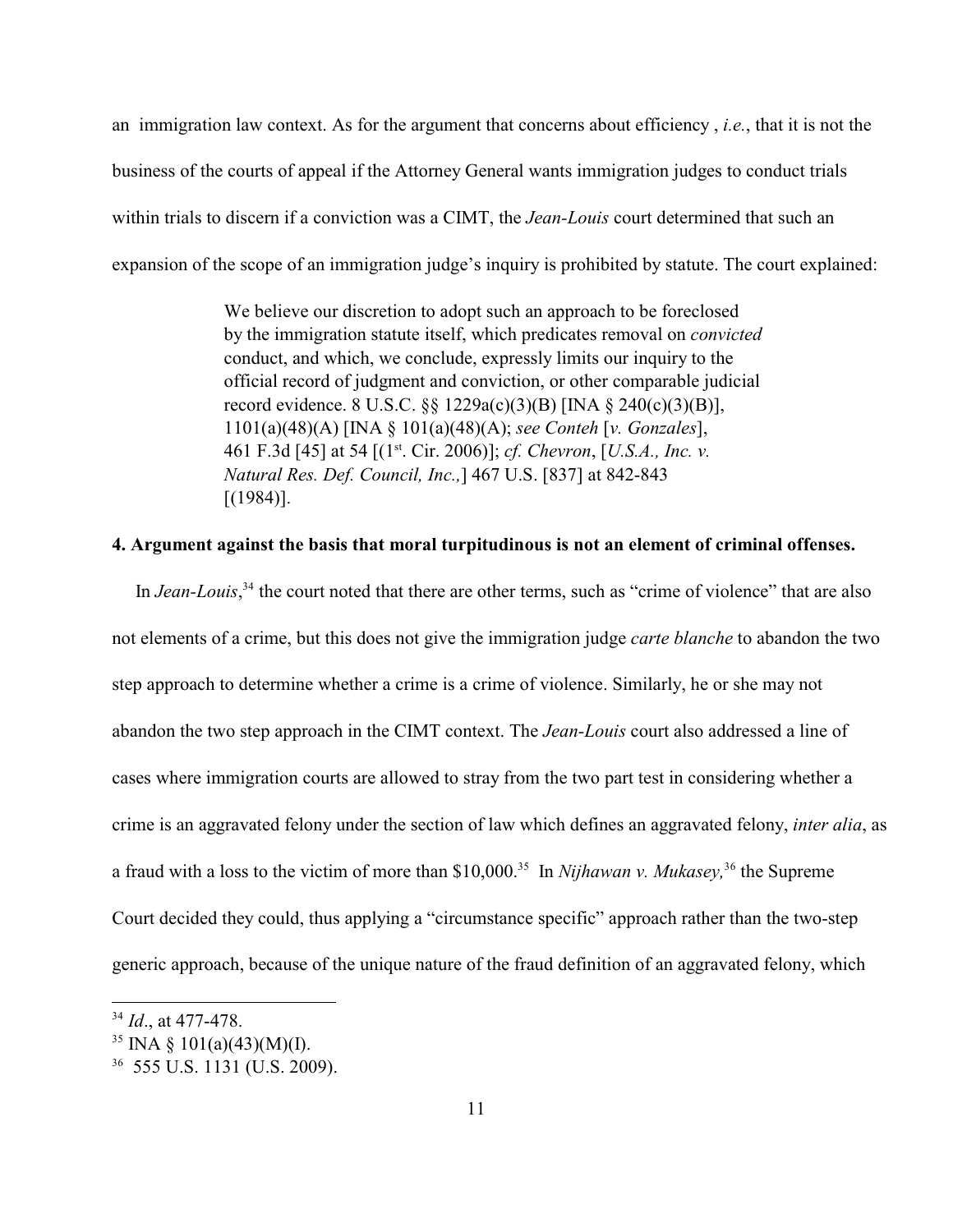an immigration law context. As for the argument that concerns about efficiency , *i.e.*, that it is not the business of the courts of appeal if the Attorney General wants immigration judges to conduct trials within trials to discern if a conviction was a CIMT, the *Jean-Louis* court determined that such an expansion of the scope of an immigration judge's inquiry is prohibited by statute. The court explained:

> We believe our discretion to adopt such an approach to be foreclosed by the immigration statute itself, which predicates removal on *convicted* conduct, and which, we conclude, expressly limits our inquiry to the official record of judgment and conviction, or other comparable judicial record evidence. 8 U.S.C. §§ 1229a(c)(3)(B) [INA § 240(c)(3)(B)], 1101(a)(48)(A) [INA § 101(a)(48)(A); *see Conteh* [*v. Gonzales*], 461 F.3d [45] at 54 [(1st. Cir. 2006)]; *cf. Chevron*, [*U.S.A., Inc. v. Natural Res. Def. Council, Inc.,*] 467 U.S. [837] at 842-843 [(1984)].

**4. Argument against the basis that moral turpitudinous is not an element of criminal offenses.**

In *Jean-Louis*,[34] the court noted that there are other terms, such as "crime of violence" that are also not elements of a crime, but this does not give the immigration judge *carte blanche* to abandon the two step approach to determine whether a crime is a crime of violence. Similarly, he or she may not abandon the two step approach in the CIMT context. The *Jean-Louis* court also addressed a line of cases where immigration courts are allowed to stray from the two part test in considering whether a crime is an aggravated felony under the section of law which defines an aggravated felony, *inter alia*, as a fraud with a loss to the victim of more than $10,000.[35] In *Nijhawan v. Mukasey,*[36] the Supreme Court decided they could, thus applying a "circumstance specific" approach rather than the two-step generic approach, because of the unique nature of the fraud definition of an aggravated felony, which

---

[34] *Id*., at 477-478.

[35] INA § 101(a)(43)(M)(I).

[36] 555 U.S. 1131 (U.S. 2009).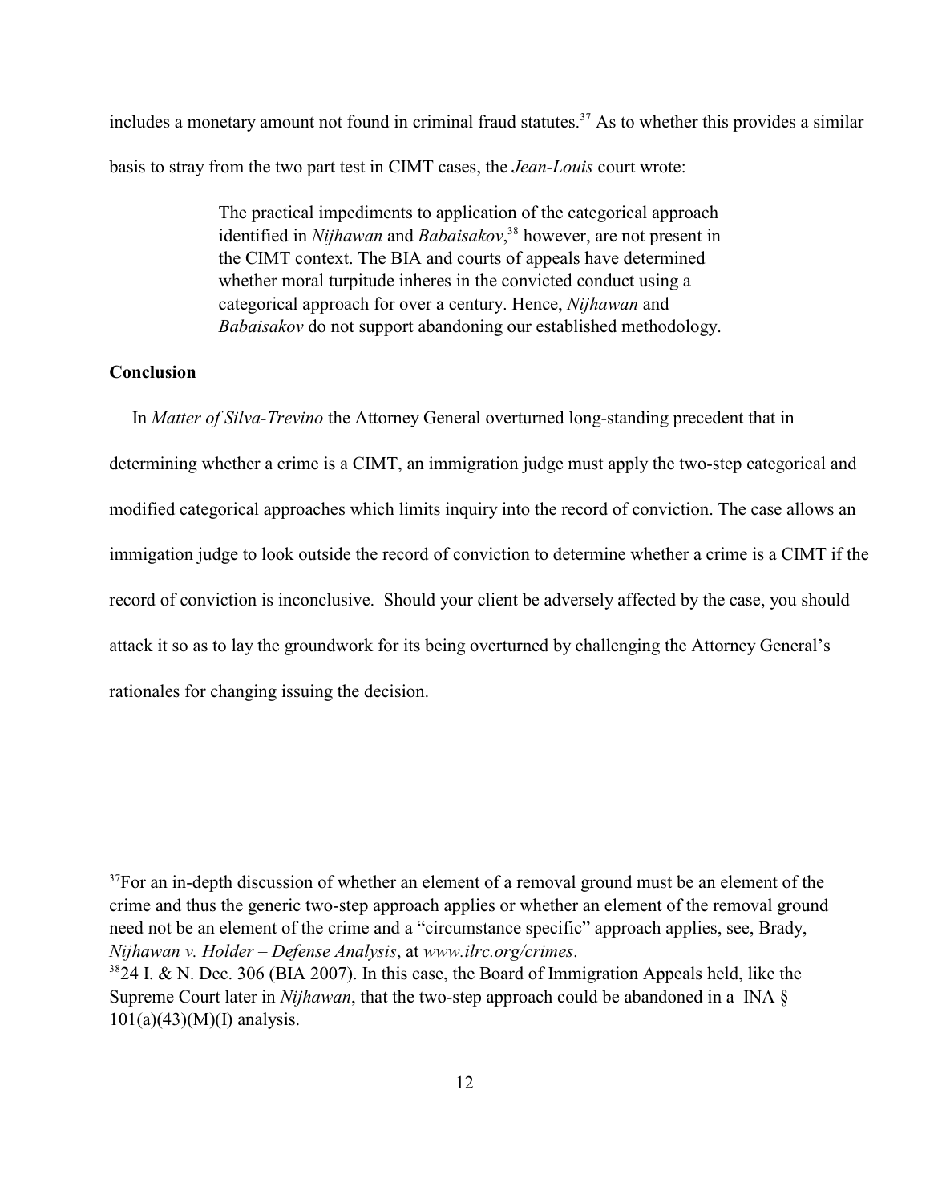includes a monetary amount not found in criminal fraud statutes.[37] As to whether this provides a similar basis to stray from the two part test in CIMT cases, the *Jean-Louis* court wrote:

> The practical impediments to application of the categorical approach identified in *Nijhawan* and *Babaisakov*,[38] however, are not present in the CIMT context. The BIA and courts of appeals have determined whether moral turpitude inheres in the convicted conduct using a categorical approach for over a century. Hence, *Nijhawan* and *Babaisakov* do not support abandoning our established methodology.

**Conclusion**

In *Matter of Silva-Trevino* the Attorney General overturned long-standing precedent that in determining whether a crime is a CIMT, an immigration judge must apply the two-step categorical and modified categorical approaches which limits inquiry into the record of conviction. The case allows an immigation judge to look outside the record of conviction to determine whether a crime is a CIMT if the record of conviction is inconclusive. Should your client be adversely affected by the case, you should attack it so as to lay the groundwork for its being overturned by challenging the Attorney General's rationales for changing issuing the decision.

---

[37]For an in-depth discussion of whether an element of a removal ground must be an element of the crime and thus the generic two-step approach applies or whether an element of the removal ground need not be an element of the crime and a "circumstance specific" approach applies, see, Brady, *Nijhawan v. Holder – Defense Analysis*, at *www.ilrc.org/crimes*.

[38]24 I. & N. Dec. 306 (BIA 2007). In this case, the Board of Immigration Appeals held, like the Supreme Court later in *Nijhawan*, that the two-step approach could be abandoned in a INA § 101(a)(43)(M)(I) analysis.